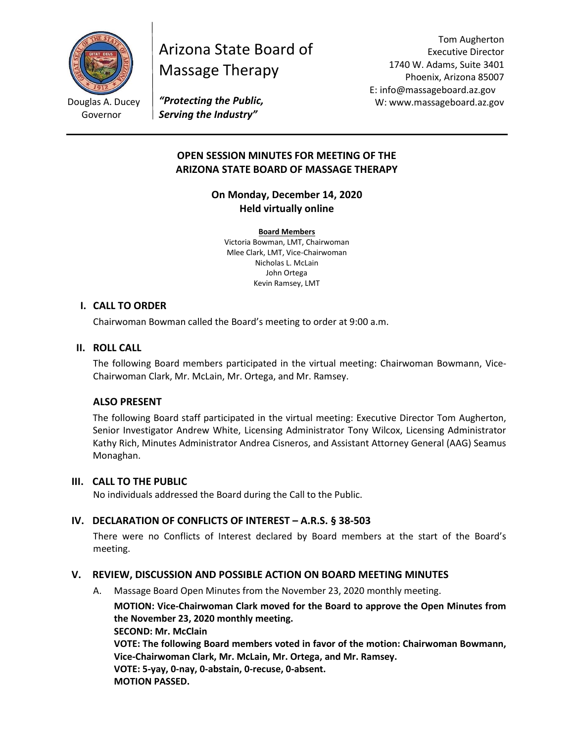Douglas A. Ducey
Governor

Arizona State Board of Massage Therapy

***"Protecting the Public, Serving the Industry"***

Tom Augherton
Executive Director
1740 W. Adams, Suite 3401
Phoenix, Arizona 85007
E: info@massageboard.az.gov
W: www.massageboard.az.gov

---

**OPEN SESSION MINUTES FOR MEETING OF THE ARIZONA STATE BOARD OF MASSAGE THERAPY**

**On Monday, December 14, 2020**
**Held virtually online**

**Board Members**
Victoria Bowman, LMT, Chairwoman
Mlee Clark, LMT, Vice-Chairwoman
Nicholas L. McLain
John Ortega
Kevin Ramsey, LMT

## I. CALL TO ORDER

Chairwoman Bowman called the Board's meeting to order at 9:00 a.m.

## II. ROLL CALL

The following Board members participated in the virtual meeting: Chairwoman Bowmann, Vice-Chairwoman Clark, Mr. McLain, Mr. Ortega, and Mr. Ramsey.

### ALSO PRESENT

The following Board staff participated in the virtual meeting: Executive Director Tom Augherton, Senior Investigator Andrew White, Licensing Administrator Tony Wilcox, Licensing Administrator Kathy Rich, Minutes Administrator Andrea Cisneros, and Assistant Attorney General (AAG) Seamus Monaghan.

## III. CALL TO THE PUBLIC

No individuals addressed the Board during the Call to the Public.

## IV. DECLARATION OF CONFLICTS OF INTEREST – A.R.S. § 38-503

There were no Conflicts of Interest declared by Board members at the start of the Board's meeting.

## V. REVIEW, DISCUSSION AND POSSIBLE ACTION ON BOARD MEETING MINUTES

A. Massage Board Open Minutes from the November 23, 2020 monthly meeting.

**MOTION: Vice-Chairwoman Clark moved for the Board to approve the Open Minutes from the November 23, 2020 monthly meeting.**
**SECOND: Mr. McClain**
**VOTE: The following Board members voted in favor of the motion: Chairwoman Bowmann, Vice-Chairwoman Clark, Mr. McLain, Mr. Ortega, and Mr. Ramsey.**
**VOTE: 5-yay, 0-nay, 0-abstain, 0-recuse, 0-absent.**
**MOTION PASSED.**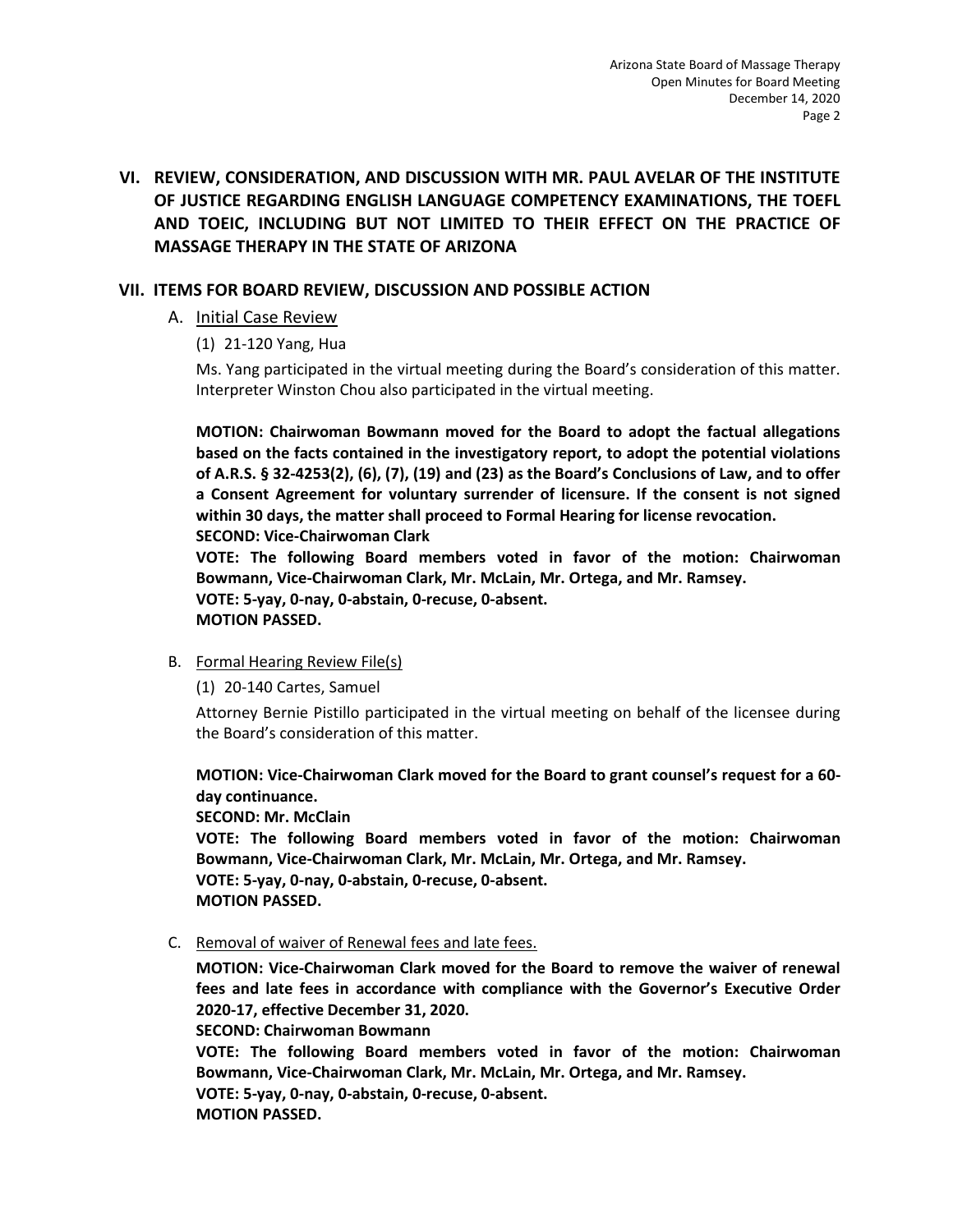## VI. REVIEW, CONSIDERATION, AND DISCUSSION WITH MR. PAUL AVELAR OF THE INSTITUTE OF JUSTICE REGARDING ENGLISH LANGUAGE COMPETENCY EXAMINATIONS, THE TOEFL AND TOEIC, INCLUDING BUT NOT LIMITED TO THEIR EFFECT ON THE PRACTICE OF MASSAGE THERAPY IN THE STATE OF ARIZONA

## VII. ITEMS FOR BOARD REVIEW, DISCUSSION AND POSSIBLE ACTION

A. Initial Case Review

(1) 21-120 Yang, Hua

Ms. Yang participated in the virtual meeting during the Board's consideration of this matter. Interpreter Winston Chou also participated in the virtual meeting.

**MOTION: Chairwoman Bowmann moved for the Board to adopt the factual allegations based on the facts contained in the investigatory report, to adopt the potential violations of A.R.S. § 32-4253(2), (6), (7), (19) and (23) as the Board's Conclusions of Law, and to offer a Consent Agreement for voluntary surrender of licensure. If the consent is not signed within 30 days, the matter shall proceed to Formal Hearing for license revocation.**
**SECOND: Vice-Chairwoman Clark**
**VOTE: The following Board members voted in favor of the motion: Chairwoman Bowmann, Vice-Chairwoman Clark, Mr. McLain, Mr. Ortega, and Mr. Ramsey.**
**VOTE: 5-yay, 0-nay, 0-abstain, 0-recuse, 0-absent.**
**MOTION PASSED.**

B. Formal Hearing Review File(s)

(1) 20-140 Cartes, Samuel

Attorney Bernie Pistillo participated in the virtual meeting on behalf of the licensee during the Board's consideration of this matter.

**MOTION: Vice-Chairwoman Clark moved for the Board to grant counsel's request for a 60-day continuance.**
**SECOND: Mr. McClain**
**VOTE: The following Board members voted in favor of the motion: Chairwoman Bowmann, Vice-Chairwoman Clark, Mr. McLain, Mr. Ortega, and Mr. Ramsey.**
**VOTE: 5-yay, 0-nay, 0-abstain, 0-recuse, 0-absent.**
**MOTION PASSED.**

C. Removal of waiver of Renewal fees and late fees.

**MOTION: Vice-Chairwoman Clark moved for the Board to remove the waiver of renewal fees and late fees in accordance with compliance with the Governor's Executive Order 2020-17, effective December 31, 2020.**
**SECOND: Chairwoman Bowmann**
**VOTE: The following Board members voted in favor of the motion: Chairwoman Bowmann, Vice-Chairwoman Clark, Mr. McLain, Mr. Ortega, and Mr. Ramsey.**
**VOTE: 5-yay, 0-nay, 0-abstain, 0-recuse, 0-absent.**
**MOTION PASSED.**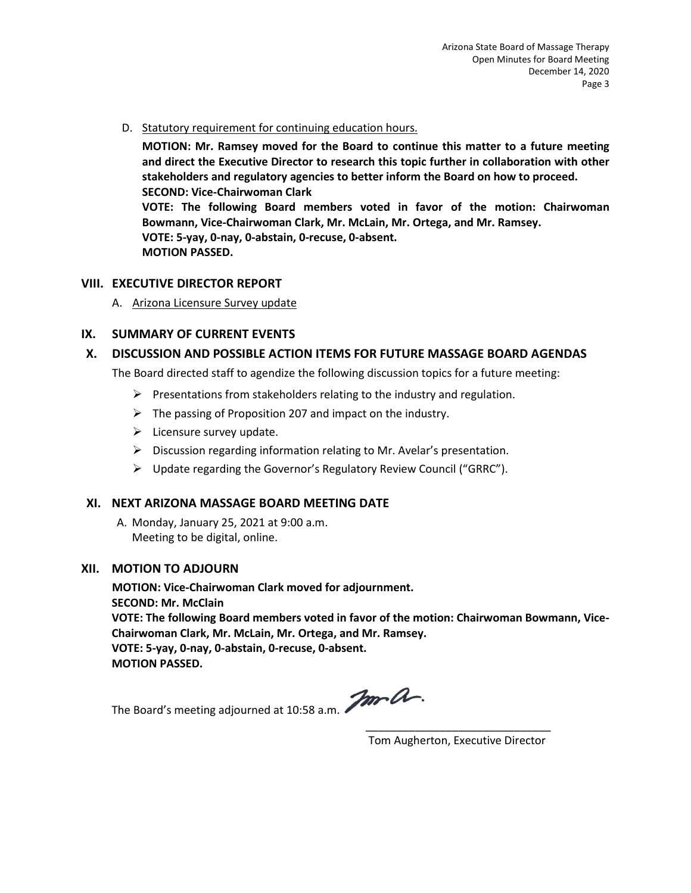D. Statutory requirement for continuing education hours.

**MOTION: Mr. Ramsey moved for the Board to continue this matter to a future meeting and direct the Executive Director to research this topic further in collaboration with other stakeholders and regulatory agencies to better inform the Board on how to proceed.**
**SECOND: Vice-Chairwoman Clark**
**VOTE: The following Board members voted in favor of the motion: Chairwoman Bowmann, Vice-Chairwoman Clark, Mr. McLain, Mr. Ortega, and Mr. Ramsey.**
**VOTE: 5-yay, 0-nay, 0-abstain, 0-recuse, 0-absent.**
**MOTION PASSED.**

## VIII. EXECUTIVE DIRECTOR REPORT

A. Arizona Licensure Survey update

## IX. SUMMARY OF CURRENT EVENTS

## X. DISCUSSION AND POSSIBLE ACTION ITEMS FOR FUTURE MASSAGE BOARD AGENDAS

The Board directed staff to agendize the following discussion topics for a future meeting:

- Presentations from stakeholders relating to the industry and regulation.
- The passing of Proposition 207 and impact on the industry.
- Licensure survey update.
- Discussion regarding information relating to Mr. Avelar's presentation.
- Update regarding the Governor's Regulatory Review Council ("GRRC").

## XI. NEXT ARIZONA MASSAGE BOARD MEETING DATE

A. Monday, January 25, 2021 at 9:00 a.m.
Meeting to be digital, online.

## XII. MOTION TO ADJOURN

**MOTION: Vice-Chairwoman Clark moved for adjournment.**
**SECOND: Mr. McClain**
**VOTE: The following Board members voted in favor of the motion: Chairwoman Bowmann, Vice-Chairwoman Clark, Mr. McLain, Mr. Ortega, and Mr. Ramsey.**
**VOTE: 5-yay, 0-nay, 0-abstain, 0-recuse, 0-absent.**
**MOTION PASSED.**

The Board's meeting adjourned at 10:58 a.m.

Tom Augherton, Executive Director